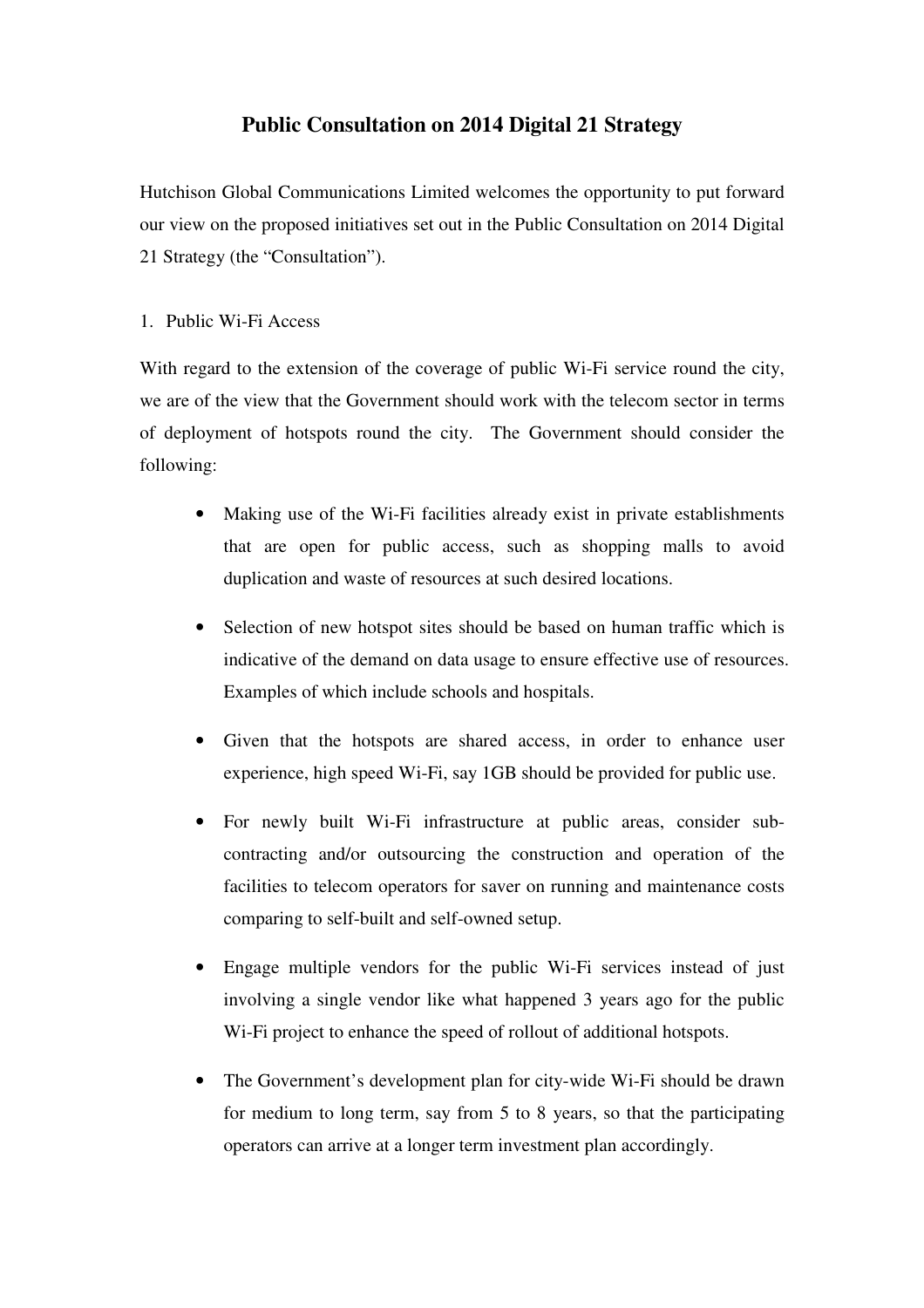# Public Consultation on 2014 Digital 21 Strategy

Hutchison Global Communications Limited welcomes the opportunity to put forward our view on the proposed initiatives set out in the Public Consultation on 2014 Digital 21 Strategy (the "Consultation").

1. Public Wi-Fi Access

With regard to the extension of the coverage of public Wi-Fi service round the city, we are of the view that the Government should work with the telecom sector in terms of deployment of hotspots round the city. The Government should consider the following:

- Making use of the Wi-Fi facilities already exist in private establishments that are open for public access, such as shopping malls to avoid duplication and waste of resources at such desired locations.
- Selection of new hotspot sites should be based on human traffic which is indicative of the demand on data usage to ensure effective use of resources. Examples of which include schools and hospitals.
- Given that the hotspots are shared access, in order to enhance user experience, high speed Wi-Fi, say 1GB should be provided for public use.
- For newly built Wi-Fi infrastructure at public areas, consider sub-contracting and/or outsourcing the construction and operation of the facilities to telecom operators for saver on running and maintenance costs comparing to self-built and self-owned setup.
- Engage multiple vendors for the public Wi-Fi services instead of just involving a single vendor like what happened 3 years ago for the public Wi-Fi project to enhance the speed of rollout of additional hotspots.
- The Government's development plan for city-wide Wi-Fi should be drawn for medium to long term, say from 5 to 8 years, so that the participating operators can arrive at a longer term investment plan accordingly.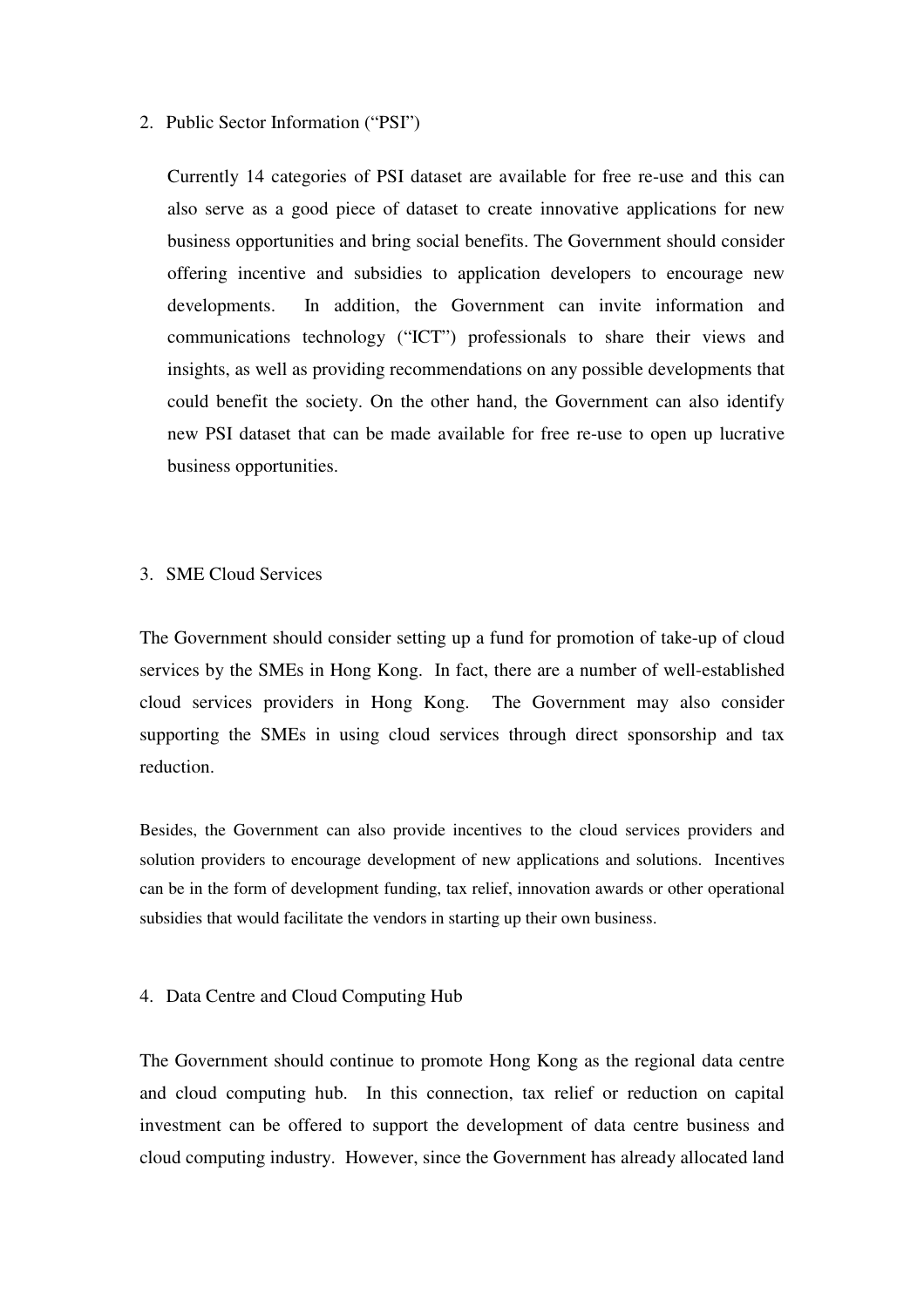2. Public Sector Information ("PSI")

   Currently 14 categories of PSI dataset are available for free re-use and this can also serve as a good piece of dataset to create innovative applications for new business opportunities and bring social benefits. The Government should consider offering incentive and subsidies to application developers to encourage new developments. In addition, the Government can invite information and communications technology ("ICT") professionals to share their views and insights, as well as providing recommendations on any possible developments that could benefit the society. On the other hand, the Government can also identify new PSI dataset that can be made available for free re-use to open up lucrative business opportunities.

3. SME Cloud Services

The Government should consider setting up a fund for promotion of take-up of cloud services by the SMEs in Hong Kong. In fact, there are a number of well-established cloud services providers in Hong Kong. The Government may also consider supporting the SMEs in using cloud services through direct sponsorship and tax reduction.

Besides, the Government can also provide incentives to the cloud services providers and solution providers to encourage development of new applications and solutions. Incentives can be in the form of development funding, tax relief, innovation awards or other operational subsidies that would facilitate the vendors in starting up their own business.

4. Data Centre and Cloud Computing Hub

The Government should continue to promote Hong Kong as the regional data centre and cloud computing hub. In this connection, tax relief or reduction on capital investment can be offered to support the development of data centre business and cloud computing industry. However, since the Government has already allocated land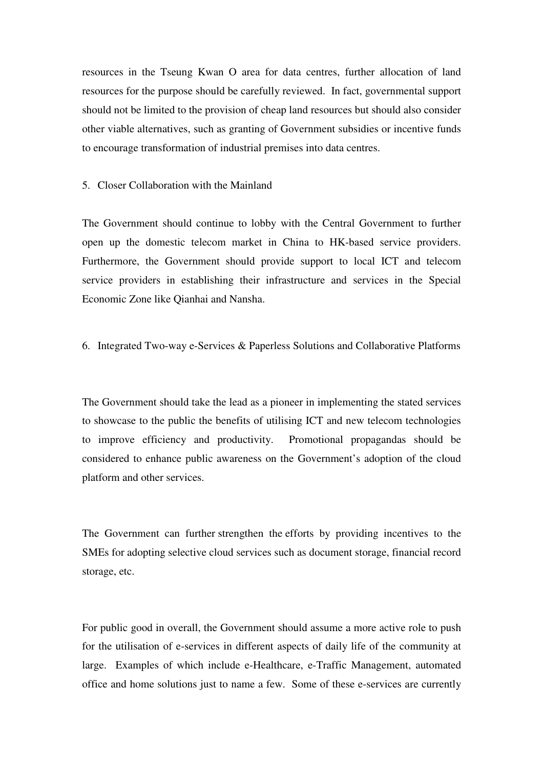resources in the Tseung Kwan O area for data centres, further allocation of land resources for the purpose should be carefully reviewed. In fact, governmental support should not be limited to the provision of cheap land resources but should also consider other viable alternatives, such as granting of Government subsidies or incentive funds to encourage transformation of industrial premises into data centres.

5. Closer Collaboration with the Mainland

The Government should continue to lobby with the Central Government to further open up the domestic telecom market in China to HK-based service providers. Furthermore, the Government should provide support to local ICT and telecom service providers in establishing their infrastructure and services in the Special Economic Zone like Qianhai and Nansha.

6. Integrated Two-way e-Services & Paperless Solutions and Collaborative Platforms

The Government should take the lead as a pioneer in implementing the stated services to showcase to the public the benefits of utilising ICT and new telecom technologies to improve efficiency and productivity. Promotional propagandas should be considered to enhance public awareness on the Government's adoption of the cloud platform and other services.

The Government can further strengthen the efforts by providing incentives to the SMEs for adopting selective cloud services such as document storage, financial record storage, etc.

For public good in overall, the Government should assume a more active role to push for the utilisation of e-services in different aspects of daily life of the community at large. Examples of which include e-Healthcare, e-Traffic Management, automated office and home solutions just to name a few. Some of these e-services are currently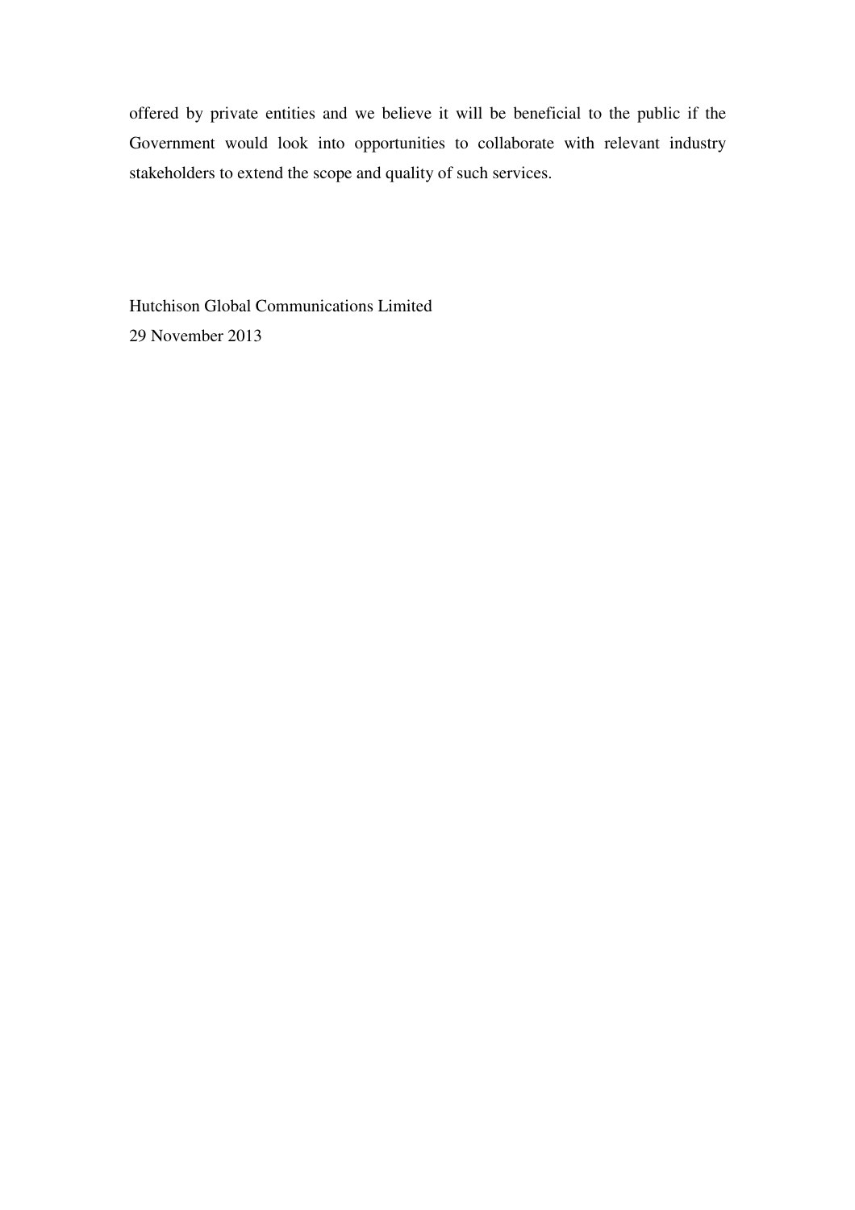offered by private entities and we believe it will be beneficial to the public if the Government would look into opportunities to collaborate with relevant industry stakeholders to extend the scope and quality of such services.

Hutchison Global Communications Limited
29 November 2013